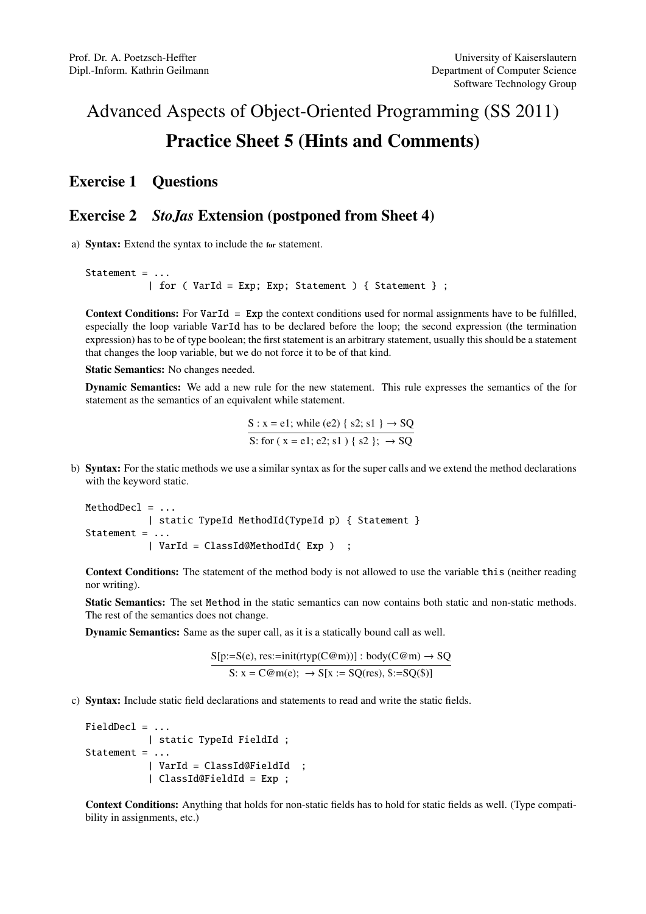Prof. Dr. A. Poetzsch-Heffter
Dipl.-Inform. Kathrin Geilmann

University of Kaiserslautern
Department of Computer Science
Software Technology Group

# Advanced Aspects of Object-Oriented Programming (SS 2011)

# Practice Sheet 5 (Hints and Comments)

## Exercise 1 Questions

## Exercise 2 *StoJas* Extension (postponed from Sheet 4)

a) **Syntax:** Extend the syntax to include the for statement.

```
Statement = ...
          | for ( VarId = Exp; Exp; Statement ) { Statement } ;
```

**Context Conditions:** For `VarId = Exp` the context conditions used for normal assignments have to be fulfilled, especially the loop variable `VarId` has to be declared before the loop; the second expression (the termination expression) has to be of type boolean; the first statement is an arbitrary statement, usually this should be a statement that changes the loop variable, but we do not force it to be of that kind.

**Static Semantics:** No changes needed.

**Dynamic Semantics:** We add a new rule for the new statement. This rule expresses the semantics of the for statement as the semantics of an equivalent while statement.

$$\frac{\text{S : x = e1; while (e2) \{ s2; s1 \}} \rightarrow \text{SQ}}{\text{S: for ( x = e1; e2; s1 ) \{ s2 \};} \rightarrow \text{SQ}}$$

b) **Syntax:** For the static methods we use a similar syntax as for the super calls and we extend the method declarations with the keyword static.

```
MethodDecl = ...
           | static TypeId MethodId(TypeId p) { Statement }
Statement = ...
           | VarId = ClassId@MethodId( Exp )  ;
```

**Context Conditions:** The statement of the method body is not allowed to use the variable `this` (neither reading nor writing).

**Static Semantics:** The set `Method` in the static semantics can now contains both static and non-static methods. The rest of the semantics does not change.

**Dynamic Semantics:** Same as the super call, as it is a statically bound call as well.

$$\frac{\text{S[p:=S(e), res:=init(rtyp(C@m))] : body(C@m)} \rightarrow \text{SQ}}{\text{S: x = C@m(e);} \rightarrow \text{S[x := SQ(res), \$:=SQ(\$)]}}$$

c) **Syntax:** Include static field declarations and statements to read and write the static fields.

```
FieldDecl = ...
          | static TypeId FieldId ;
Statement = ...
          | VarId = ClassId@FieldId  ;
          | ClassId@FieldId = Exp ;
```

**Context Conditions:** Anything that holds for non-static fields has to hold for static fields as well. (Type compatibility in assignments, etc.)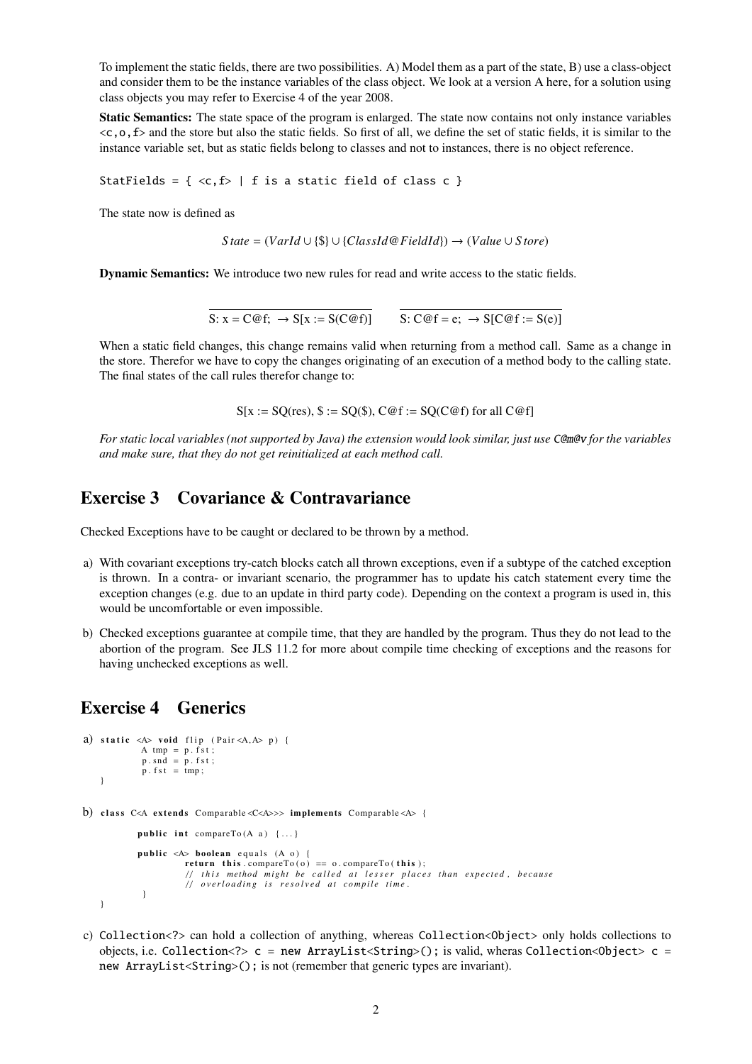To implement the static fields, there are two possibilities. A) Model them as a part of the state, B) use a class-object and consider them to be the instance variables of the class object. We look at a version A here, for a solution using class objects you may refer to Exercise 4 of the year 2008.

**Static Semantics:** The state space of the program is enlarged. The state now contains not only instance variables `<c,o,f>` and the store but also the static fields. So first of all, we define the set of static fields, it is similar to the instance variable set, but as static fields belong to classes and not to instances, there is no object reference.

```
StatFields = { <c,f> | f is a static field of class c }
```

The state now is defined as

$$State = (VarId \cup \{\$\} \cup \{ClassId@FieldId\}) \rightarrow (Value \cup Store)$$

**Dynamic Semantics:** We introduce two new rules for read and write access to the static fields.

$$\frac{}{\text{S: x = C@f;} \rightarrow \text{S[x := S(C@f)]}} \qquad \frac{}{\text{S: C@f = e;} \rightarrow \text{S[C@f := S(e)]}}$$

When a static field changes, this change remains valid when returning from a method call. Same as a change in the store. Therefor we have to copy the changes originating of an execution of a method body to the calling state. The final states of the call rules therefor change to:

$$\text{S[x := SQ(res), \$ := SQ(\$), C@f := SQ(C@f) for all C@f]}$$

*For static local variables (not supported by Java) the extension would look similar, just use* `C@m@v` *for the variables and make sure, that they do not get reinitialized at each method call.*

## Exercise 3 Covariance & Contravariance

Checked Exceptions have to be caught or declared to be thrown by a method.

a) With covariant exceptions try-catch blocks catch all thrown exceptions, even if a subtype of the catched exception is thrown. In a contra- or invariant scenario, the programmer has to update his catch statement every time the exception changes (e.g. due to an update in third party code). Depending on the context a program is used in, this would be uncomfortable or even impossible.

b) Checked exceptions guarantee at compile time, that they are handled by the program. Thus they do not lead to the abortion of the program. See JLS 11.2 for more about compile time checking of exceptions and the reasons for having unchecked exceptions as well.

## Exercise 4 Generics

a)
```
static <A> void flip (Pair<A,A> p) {
        A tmp = p.fst;
        p.snd = p.fst;
        p.fst = tmp;
}
```

b)
```
class C<A extends Comparable<C<A>>> implements Comparable<A> {

        public int compareTo(A a) {...}

        public <A> boolean equals (A o) {
                return this.compareTo(o) == o.compareTo(this);
                // this method might be called at lesser places than expected, because
                // overloading is resolved at compile time.
        }
}
```

c) `Collection<?>` can hold a collection of anything, whereas `Collection<Object>` only holds collections to objects, i.e. `Collection<?> c = new ArrayList<String>();` is valid, wheras `Collection<Object> c = new ArrayList<String>();` is not (remember that generic types are invariant).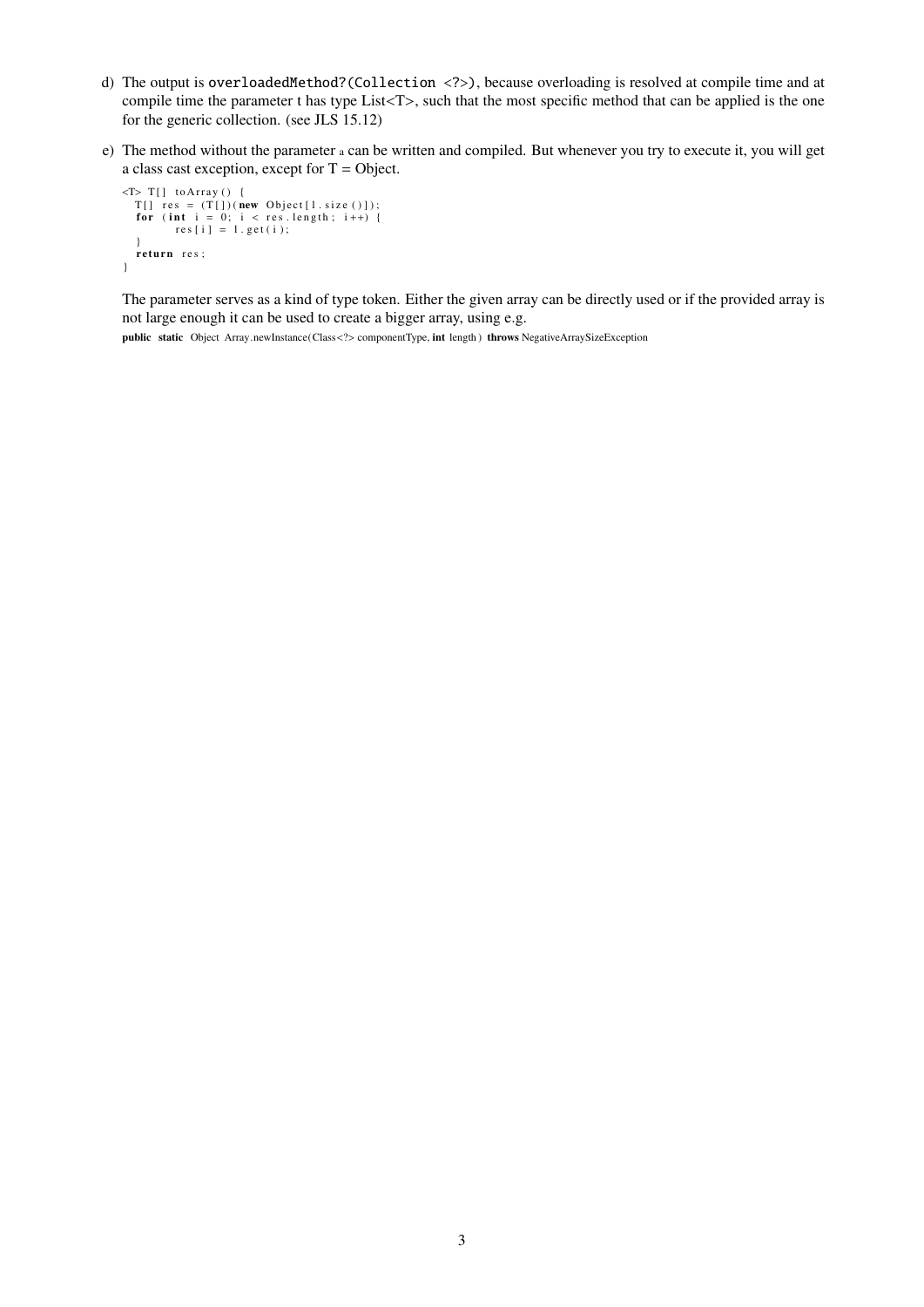d) The output is `overloadedMethod?(Collection <?>)`, because overloading is resolved at compile time and at compile time the parameter t has type List<T>, such that the most specific method that can be applied is the one for the generic collection. (see JLS 15.12)

e) The method without the parameter a can be written and compiled. But whenever you try to execute it, you will get a class cast exception, except for T = Object.

```
<T> T[] toArray() {
  T[] res = (T[])(new Object[l.size()]);
  for (int i = 0; i < res.length; i++) {
        res[i] = l.get(i);
  }
  return res;
}
```

The parameter serves as a kind of type token. Either the given array can be directly used or if the provided array is not large enough it can be used to create a bigger array, using e.g.

```
public static Object Array.newInstance(Class<?> componentType, int length) throws NegativeArraySizeException
```